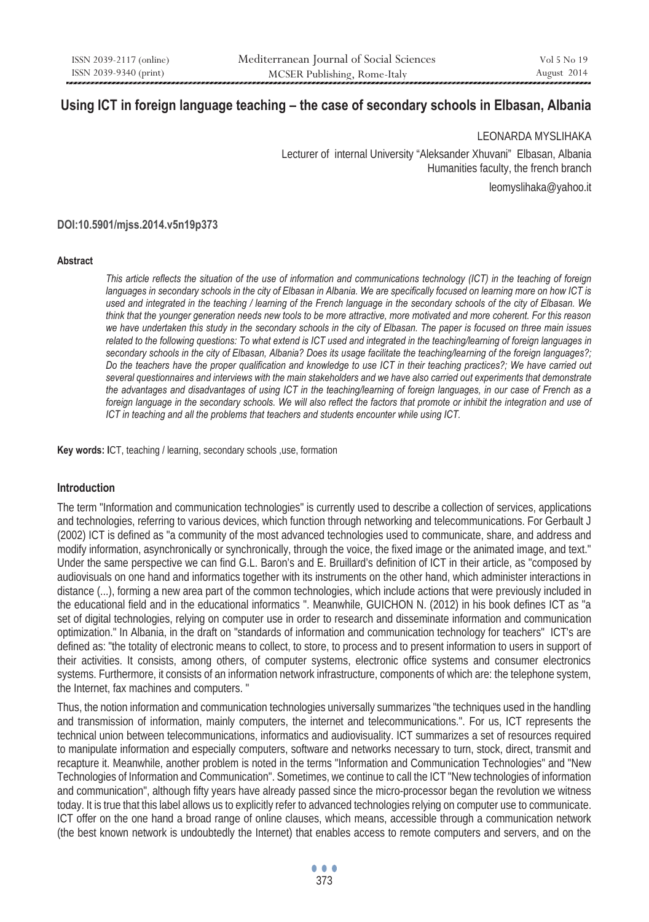# Using ICT in foreign language teaching – the case of secondary schools in Elbasan, Albania

LEONARDA MYSLIHAKA

Lecturer of internal University "Aleksander Xhuvani" Elbasan, Albania
Humanities faculty, the french branch

leomyslihaka@yahoo.it

**DOI:10.5901/mjss.2014.v5n19p373**

#### Abstract

*This article reflects the situation of the use of information and communications technology (ICT) in the teaching of foreign languages in secondary schools in the city of Elbasan in Albania. We are specifically focused on learning more on how ICT is used and integrated in the teaching / learning of the French language in the secondary schools of the city of Elbasan. We think that the younger generation needs new tools to be more attractive, more motivated and more coherent. For this reason we have undertaken this study in the secondary schools in the city of Elbasan. The paper is focused on three main issues related to the following questions: To what extend is ICT used and integrated in the teaching/learning of foreign languages in secondary schools in the city of Elbasan, Albania? Does its usage facilitate the teaching/learning of the foreign languages?; Do the teachers have the proper qualification and knowledge to use ICT in their teaching practices?; We have carried out several questionnaires and interviews with the main stakeholders and we have also carried out experiments that demonstrate the advantages and disadvantages of using ICT in the teaching/learning of foreign languages, in our case of French as a foreign language in the secondary schools. We will also reflect the factors that promote or inhibit the integration and use of ICT in teaching and all the problems that teachers and students encounter while using ICT.*

**Key words: I**CT, teaching / learning, secondary schools ,use, formation

## Introduction

The term "Information and communication technologies" is currently used to describe a collection of services, applications and technologies, referring to various devices, which function through networking and telecommunications. For Gerbault J (2002) ICT is defined as "a community of the most advanced technologies used to communicate, share, and address and modify information, asynchronically or synchronically, through the voice, the fixed image or the animated image, and text." Under the same perspective we can find G.L. Baron's and E. Bruillard's definition of ICT in their article, as "composed by audiovisuals on one hand and informatics together with its instruments on the other hand, which administer interactions in distance (...), forming a new area part of the common technologies, which include actions that were previously included in the educational field and in the educational informatics ". Meanwhile, GUICHON N. (2012) in his book defines ICT as "a set of digital technologies, relying on computer use in order to research and disseminate information and communication optimization." In Albania, in the draft on "standards of information and communication technology for teachers" ICT's are defined as: "the totality of electronic means to collect, to store, to process and to present information to users in support of their activities. It consists, among others, of computer systems, electronic office systems and consumer electronics systems. Furthermore, it consists of an information network infrastructure, components of which are: the telephone system, the Internet, fax machines and computers. "

Thus, the notion information and communication technologies universally summarizes "the techniques used in the handling and transmission of information, mainly computers, the internet and telecommunications.". For us, ICT represents the technical union between telecommunications, informatics and audiovisuality. ICT summarizes a set of resources required to manipulate information and especially computers, software and networks necessary to turn, stock, direct, transmit and recapture it. Meanwhile, another problem is noted in the terms "Information and Communication Technologies" and "New Technologies of Information and Communication". Sometimes, we continue to call the ICT "New technologies of information and communication", although fifty years have already passed since the micro-processor began the revolution we witness today. It is true that this label allows us to explicitly refer to advanced technologies relying on computer use to communicate. ICT offer on the one hand a broad range of online clauses, which means, accessible through a communication network (the best known network is undoubtedly the Internet) that enables access to remote computers and servers, and on the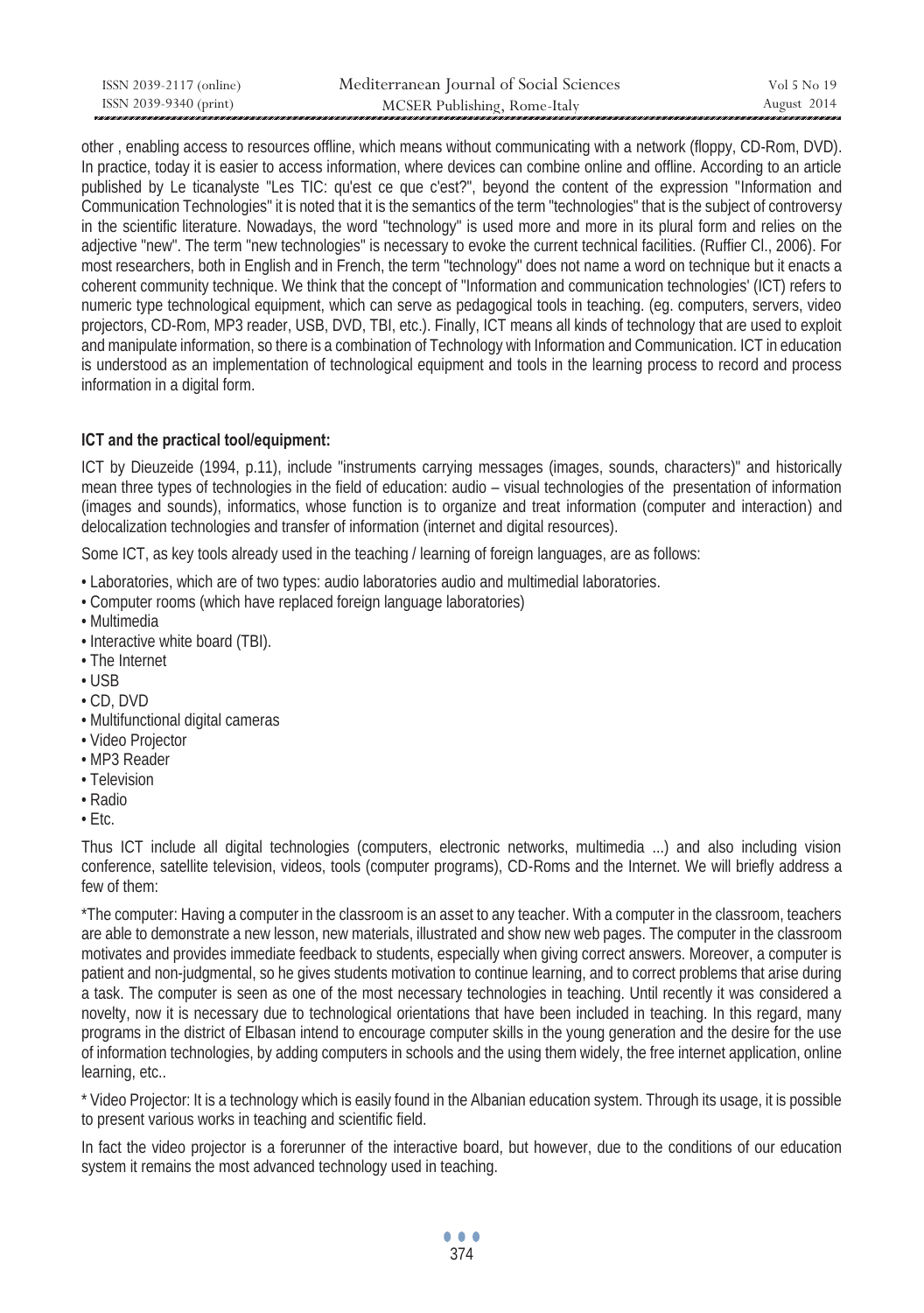other , enabling access to resources offline, which means without communicating with a network (floppy, CD-Rom, DVD). In practice, today it is easier to access information, where devices can combine online and offline. According to an article published by Le ticanalyste "Les TIC: qu'est ce que c'est?", beyond the content of the expression "Information and Communication Technologies" it is noted that it is the semantics of the term "technologies" that is the subject of controversy in the scientific literature. Nowadays, the word "technology" is used more and more in its plural form and relies on the adjective "new". The term "new technologies" is necessary to evoke the current technical facilities. (Ruffier Cl., 2006). For most researchers, both in English and in French, the term "technology" does not name a word on technique but it enacts a coherent community technique. We think that the concept of "Information and communication technologies' (ICT) refers to numeric type technological equipment, which can serve as pedagogical tools in teaching. (eg. computers, servers, video projectors, CD-Rom, MP3 reader, USB, DVD, TBI, etc.). Finally, ICT means all kinds of technology that are used to exploit and manipulate information, so there is a combination of Technology with Information and Communication. ICT in education is understood as an implementation of technological equipment and tools in the learning process to record and process information in a digital form.

**ICT and the practical tool/equipment:**

ICT by Dieuzeide (1994, p.11), include "instruments carrying messages (images, sounds, characters)" and historically mean three types of technologies in the field of education: audio – visual technologies of the presentation of information (images and sounds), informatics, whose function is to organize and treat information (computer and interaction) and delocalization technologies and transfer of information (internet and digital resources).

Some ICT, as key tools already used in the teaching / learning of foreign languages, are as follows:

- Laboratories, which are of two types: audio laboratories audio and multimedial laboratories.
- Computer rooms (which have replaced foreign language laboratories)
- Multimedia
- Interactive white board (TBI).
- The Internet
- USB
- CD, DVD
- Multifunctional digital cameras
- Video Projector
- MP3 Reader
- Television
- Radio
- Etc.

Thus ICT include all digital technologies (computers, electronic networks, multimedia ...) and also including vision conference, satellite television, videos, tools (computer programs), CD-Roms and the Internet. We will briefly address a few of them:

*The computer: Having a computer in the classroom is an asset to any teacher. With a computer in the classroom, teachers are able to demonstrate a new lesson, new materials, illustrated and show new web pages. The computer in the classroom motivates and provides immediate feedback to students, especially when giving correct answers. Moreover, a computer is patient and non-judgmental, so he gives students motivation to continue learning, and to correct problems that arise during a task. The computer is seen as one of the most necessary technologies in teaching. Until recently it was considered a novelty, now it is necessary due to technological orientations that have been included in teaching. In this regard, many programs in the district of Elbasan intend to encourage computer skills in the young generation and the desire for the use of information technologies, by adding computers in schools and the using them widely, the free internet application, online learning, etc..

* Video Projector: It is a technology which is easily found in the Albanian education system. Through its usage, it is possible to present various works in teaching and scientific field.

In fact the video projector is a forerunner of the interactive board, but however, due to the conditions of our education system it remains the most advanced technology used in teaching.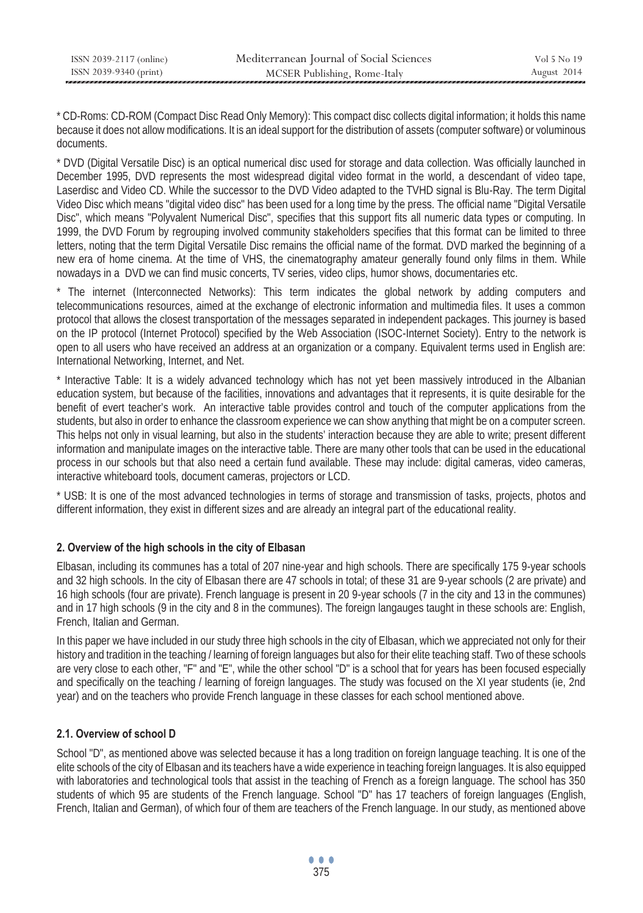* CD-Roms: CD-ROM (Compact Disc Read Only Memory): This compact disc collects digital information; it holds this name because it does not allow modifications. It is an ideal support for the distribution of assets (computer software) or voluminous documents.

* DVD (Digital Versatile Disc) is an optical numerical disc used for storage and data collection. Was officially launched in December 1995, DVD represents the most widespread digital video format in the world, a descendant of video tape, Laserdisc and Video CD. While the successor to the DVD Video adapted to the TVHD signal is Blu-Ray. The term Digital Video Disc which means "digital video disc" has been used for a long time by the press. The official name "Digital Versatile Disc", which means "Polyvalent Numerical Disc", specifies that this support fits all numeric data types or computing. In 1999, the DVD Forum by regrouping involved community stakeholders specifies that this format can be limited to three letters, noting that the term Digital Versatile Disc remains the official name of the format. DVD marked the beginning of a new era of home cinema. At the time of VHS, the cinematography amateur generally found only films in them. While nowadays in a DVD we can find music concerts, TV series, video clips, humor shows, documentaries etc.

* The internet (Interconnected Networks): This term indicates the global network by adding computers and telecommunications resources, aimed at the exchange of electronic information and multimedia files. It uses a common protocol that allows the closest transportation of the messages separated in independent packages. This journey is based on the IP protocol (Internet Protocol) specified by the Web Association (ISOC-Internet Society). Entry to the network is open to all users who have received an address at an organization or a company. Equivalent terms used in English are: International Networking, Internet, and Net.

* Interactive Table: It is a widely advanced technology which has not yet been massively introduced in the Albanian education system, but because of the facilities, innovations and advantages that it represents, it is quite desirable for the benefit of evert teacher's work. An interactive table provides control and touch of the computer applications from the students, but also in order to enhance the classroom experience we can show anything that might be on a computer screen. This helps not only in visual learning, but also in the students' interaction because they are able to write; present different information and manipulate images on the interactive table. There are many other tools that can be used in the educational process in our schools but that also need a certain fund available. These may include: digital cameras, video cameras, interactive whiteboard tools, document cameras, projectors or LCD.

* USB: It is one of the most advanced technologies in terms of storage and transmission of tasks, projects, photos and different information, they exist in different sizes and are already an integral part of the educational reality.

## 2. Overview of the high schools in the city of Elbasan

Elbasan, including its communes has a total of 207 nine-year and high schools. There are specifically 175 9-year schools and 32 high schools. In the city of Elbasan there are 47 schools in total; of these 31 are 9-year schools (2 are private) and 16 high schools (four are private). French language is present in 20 9-year schools (7 in the city and 13 in the communes) and in 17 high schools (9 in the city and 8 in the communes). The foreign langauges taught in these schools are: English, French, Italian and German.

In this paper we have included in our study three high schools in the city of Elbasan, which we appreciated not only for their history and tradition in the teaching / learning of foreign languages but also for their elite teaching staff. Two of these schools are very close to each other, "F" and "E", while the other school "D" is a school that for years has been focused especially and specifically on the teaching / learning of foreign languages. The study was focused on the XI year students (ie, 2nd year) and on the teachers who provide French language in these classes for each school mentioned above.

### 2.1. Overview of school D

School "D", as mentioned above was selected because it has a long tradition on foreign language teaching. It is one of the elite schools of the city of Elbasan and its teachers have a wide experience in teaching foreign languages. It is also equipped with laboratories and technological tools that assist in the teaching of French as a foreign language. The school has 350 students of which 95 are students of the French language. School "D" has 17 teachers of foreign languages (English, French, Italian and German), of which four of them are teachers of the French language. In our study, as mentioned above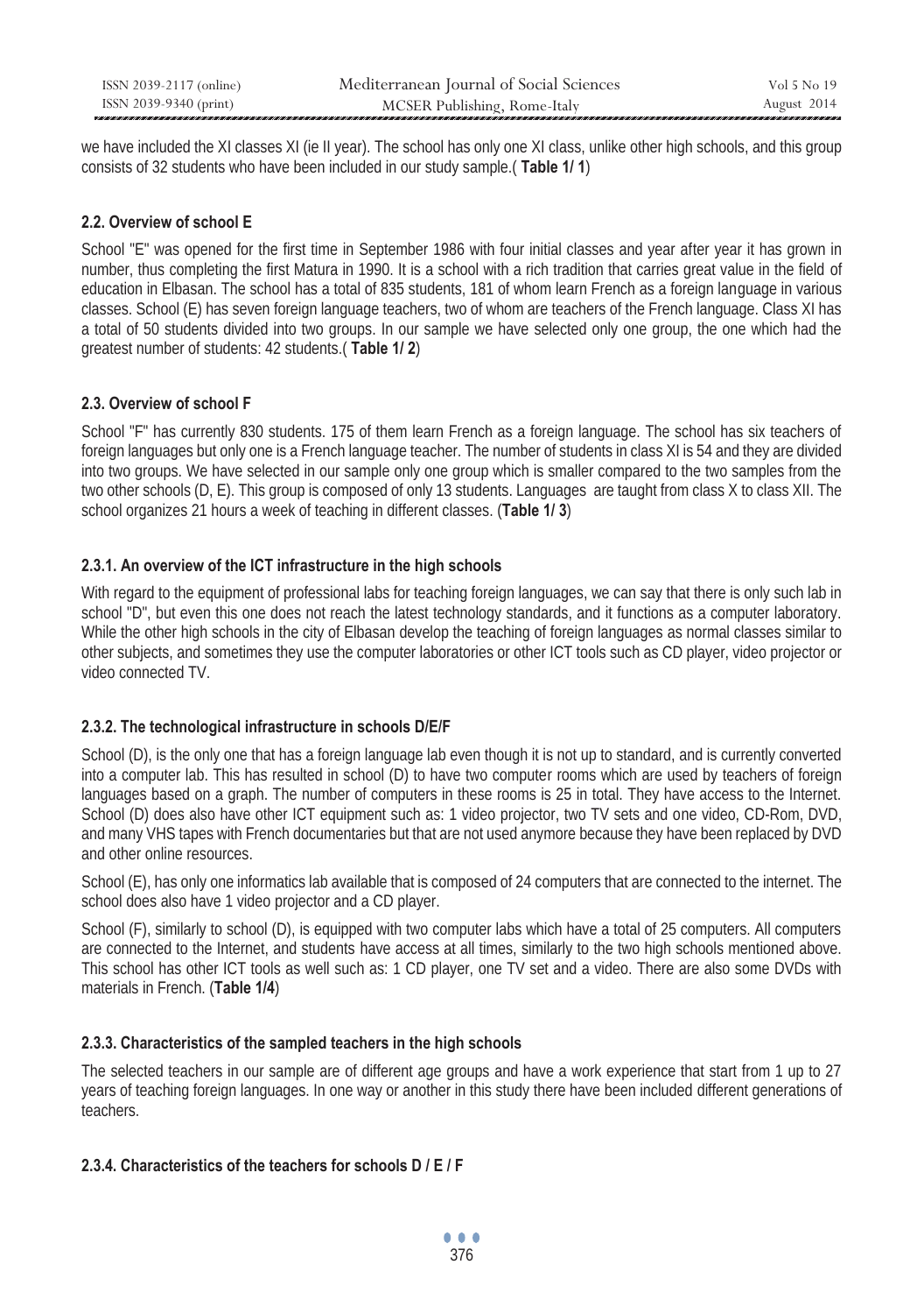we have included the XI classes XI (ie II year). The school has only one XI class, unlike other high schools, and this group consists of 32 students who have been included in our study sample.( **Table 1/ 1**)

### 2.2. Overview of school E

School "E" was opened for the first time in September 1986 with four initial classes and year after year it has grown in number, thus completing the first Matura in 1990. It is a school with a rich tradition that carries great value in the field of education in Elbasan. The school has a total of 835 students, 181 of whom learn French as a foreign language in various classes. School (E) has seven foreign language teachers, two of whom are teachers of the French language. Class XI has a total of 50 students divided into two groups. In our sample we have selected only one group, the one which had the greatest number of students: 42 students.( **Table 1/ 2**)

### 2.3. Overview of school F

School "F" has currently 830 students. 175 of them learn French as a foreign language. The school has six teachers of foreign languages but only one is a French language teacher. The number of students in class XI is 54 and they are divided into two groups. We have selected in our sample only one group which is smaller compared to the two samples from the two other schools (D, E). This group is composed of only 13 students. Languages are taught from class X to class XII. The school organizes 21 hours a week of teaching in different classes. (**Table 1/ 3**)

#### 2.3.1. An overview of the ICT infrastructure in the high schools

With regard to the equipment of professional labs for teaching foreign languages, we can say that there is only such lab in school "D", but even this one does not reach the latest technology standards, and it functions as a computer laboratory. While the other high schools in the city of Elbasan develop the teaching of foreign languages as normal classes similar to other subjects, and sometimes they use the computer laboratories or other ICT tools such as CD player, video projector or video connected TV.

#### 2.3.2. The technological infrastructure in schools D/E/F

School (D), is the only one that has a foreign language lab even though it is not up to standard, and is currently converted into a computer lab. This has resulted in school (D) to have two computer rooms which are used by teachers of foreign languages based on a graph. The number of computers in these rooms is 25 in total. They have access to the Internet. School (D) does also have other ICT equipment such as: 1 video projector, two TV sets and one video, CD-Rom, DVD, and many VHS tapes with French documentaries but that are not used anymore because they have been replaced by DVD and other online resources.

School (E), has only one informatics lab available that is composed of 24 computers that are connected to the internet. The school does also have 1 video projector and a CD player.

School (F), similarly to school (D), is equipped with two computer labs which have a total of 25 computers. All computers are connected to the Internet, and students have access at all times, similarly to the two high schools mentioned above. This school has other ICT tools as well such as: 1 CD player, one TV set and a video. There are also some DVDs with materials in French. (**Table 1/4**)

#### 2.3.3. Characteristics of the sampled teachers in the high schools

The selected teachers in our sample are of different age groups and have a work experience that start from 1 up to 27 years of teaching foreign languages. In one way or another in this study there have been included different generations of teachers.

#### 2.3.4. Characteristics of the teachers for schools D / E / F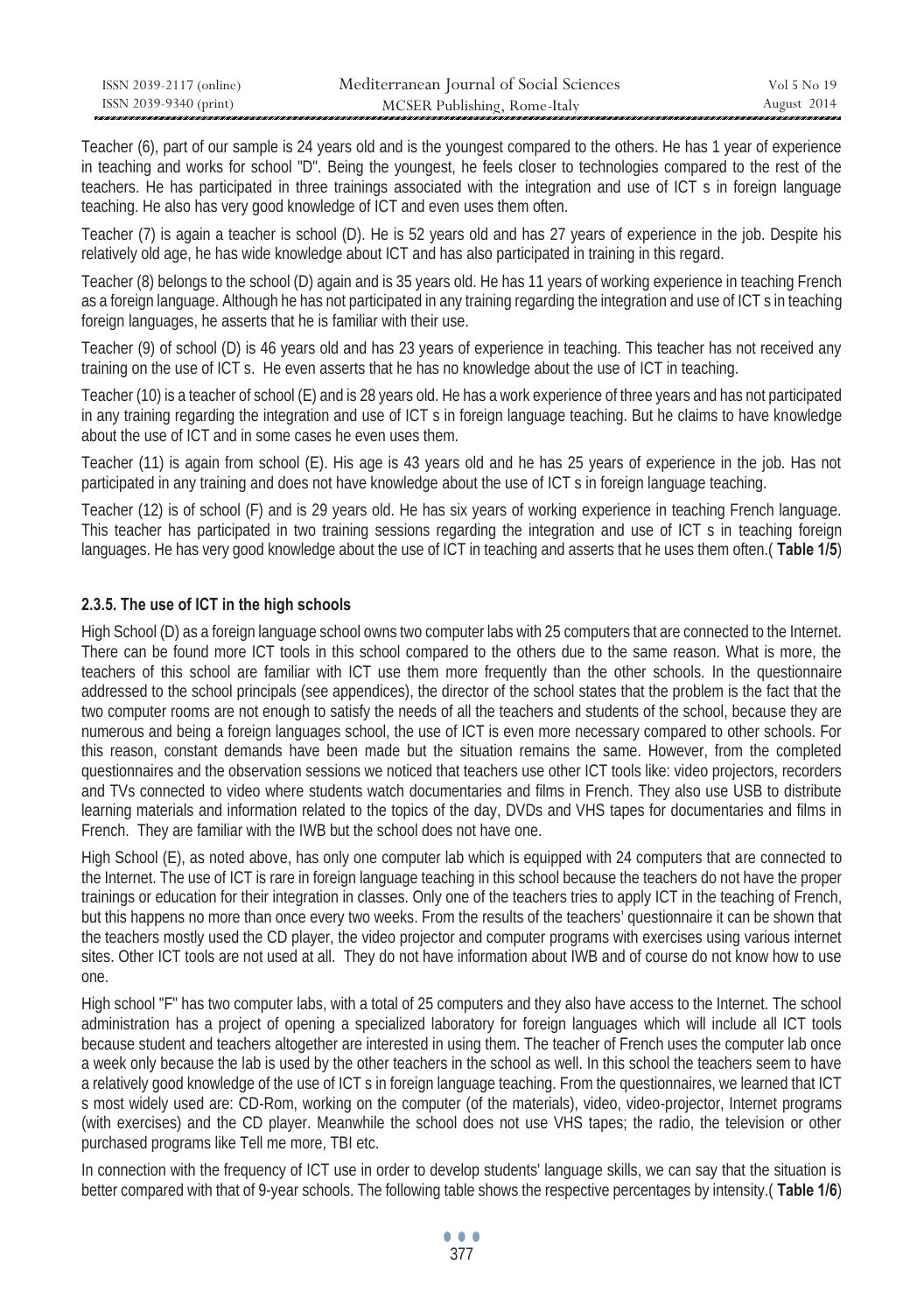Teacher (6), part of our sample is 24 years old and is the youngest compared to the others. He has 1 year of experience in teaching and works for school "D". Being the youngest, he feels closer to technologies compared to the rest of the teachers. He has participated in three trainings associated with the integration and use of ICT s in foreign language teaching. He also has very good knowledge of ICT and even uses them often.

Teacher (7) is again a teacher is school (D). He is 52 years old and has 27 years of experience in the job. Despite his relatively old age, he has wide knowledge about ICT and has also participated in training in this regard.

Teacher (8) belongs to the school (D) again and is 35 years old. He has 11 years of working experience in teaching French as a foreign language. Although he has not participated in any training regarding the integration and use of ICT s in teaching foreign languages, he asserts that he is familiar with their use.

Teacher (9) of school (D) is 46 years old and has 23 years of experience in teaching. This teacher has not received any training on the use of ICT s. He even asserts that he has no knowledge about the use of ICT in teaching.

Teacher (10) is a teacher of school (E) and is 28 years old. He has a work experience of three years and has not participated in any training regarding the integration and use of ICT s in foreign language teaching. But he claims to have knowledge about the use of ICT and in some cases he even uses them.

Teacher (11) is again from school (E). His age is 43 years old and he has 25 years of experience in the job. Has not participated in any training and does not have knowledge about the use of ICT s in foreign language teaching.

Teacher (12) is of school (F) and is 29 years old. He has six years of working experience in teaching French language. This teacher has participated in two training sessions regarding the integration and use of ICT s in teaching foreign languages. He has very good knowledge about the use of ICT in teaching and asserts that he uses them often.( **Table 1/5**)

### 2.3.5. The use of ICT in the high schools

High School (D) as a foreign language school owns two computer labs with 25 computers that are connected to the Internet. There can be found more ICT tools in this school compared to the others due to the same reason. What is more, the teachers of this school are familiar with ICT use them more frequently than the other schools. In the questionnaire addressed to the school principals (see appendices), the director of the school states that the problem is the fact that the two computer rooms are not enough to satisfy the needs of all the teachers and students of the school, because they are numerous and being a foreign languages school, the use of ICT is even more necessary compared to other schools. For this reason, constant demands have been made but the situation remains the same. However, from the completed questionnaires and the observation sessions we noticed that teachers use other ICT tools like: video projectors, recorders and TVs connected to video where students watch documentaries and films in French. They also use USB to distribute learning materials and information related to the topics of the day, DVDs and VHS tapes for documentaries and films in French. They are familiar with the IWB but the school does not have one.

High School (E), as noted above, has only one computer lab which is equipped with 24 computers that are connected to the Internet. The use of ICT is rare in foreign language teaching in this school because the teachers do not have the proper trainings or education for their integration in classes. Only one of the teachers tries to apply ICT in the teaching of French, but this happens no more than once every two weeks. From the results of the teachers' questionnaire it can be shown that the teachers mostly used the CD player, the video projector and computer programs with exercises using various internet sites. Other ICT tools are not used at all. They do not have information about IWB and of course do not know how to use one.

High school "F" has two computer labs, with a total of 25 computers and they also have access to the Internet. The school administration has a project of opening a specialized laboratory for foreign languages which will include all ICT tools because student and teachers altogether are interested in using them. The teacher of French uses the computer lab once a week only because the lab is used by the other teachers in the school as well. In this school the teachers seem to have a relatively good knowledge of the use of ICT s in foreign language teaching. From the questionnaires, we learned that ICT s most widely used are: CD-Rom, working on the computer (of the materials), video, video-projector, Internet programs (with exercises) and the CD player. Meanwhile the school does not use VHS tapes; the radio, the television or other purchased programs like Tell me more, TBI etc.

In connection with the frequency of ICT use in order to develop students' language skills, we can say that the situation is better compared with that of 9-year schools. The following table shows the respective percentages by intensity.( **Table 1/6**)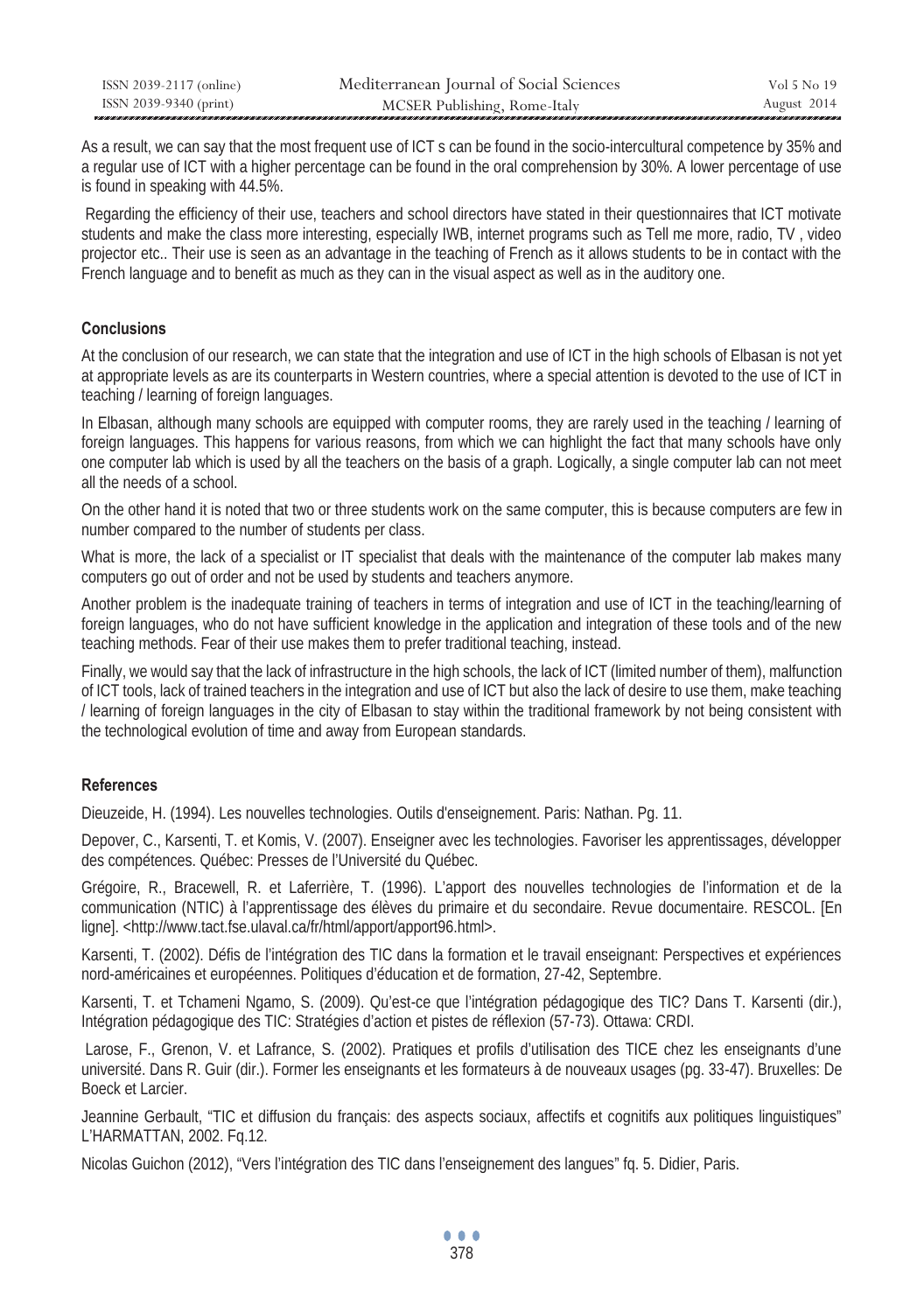As a result, we can say that the most frequent use of ICT s can be found in the socio-intercultural competence by 35% and a regular use of ICT with a higher percentage can be found in the oral comprehension by 30%. A lower percentage of use is found in speaking with 44.5%.

Regarding the efficiency of their use, teachers and school directors have stated in their questionnaires that ICT motivate students and make the class more interesting, especially IWB, internet programs such as Tell me more, radio, TV , video projector etc.. Their use is seen as an advantage in the teaching of French as it allows students to be in contact with the French language and to benefit as much as they can in the visual aspect as well as in the auditory one.

## Conclusions

At the conclusion of our research, we can state that the integration and use of ICT in the high schools of Elbasan is not yet at appropriate levels as are its counterparts in Western countries, where a special attention is devoted to the use of ICT in teaching / learning of foreign languages.

In Elbasan, although many schools are equipped with computer rooms, they are rarely used in the teaching / learning of foreign languages. This happens for various reasons, from which we can highlight the fact that many schools have only one computer lab which is used by all the teachers on the basis of a graph. Logically, a single computer lab can not meet all the needs of a school.

On the other hand it is noted that two or three students work on the same computer, this is because computers are few in number compared to the number of students per class.

What is more, the lack of a specialist or IT specialist that deals with the maintenance of the computer lab makes many computers go out of order and not be used by students and teachers anymore.

Another problem is the inadequate training of teachers in terms of integration and use of ICT in the teaching/learning of foreign languages, who do not have sufficient knowledge in the application and integration of these tools and of the new teaching methods. Fear of their use makes them to prefer traditional teaching, instead.

Finally, we would say that the lack of infrastructure in the high schools, the lack of ICT (limited number of them), malfunction of ICT tools, lack of trained teachers in the integration and use of ICT but also the lack of desire to use them, make teaching / learning of foreign languages in the city of Elbasan to stay within the traditional framework by not being consistent with the technological evolution of time and away from European standards.

## References

Dieuzeide, H. (1994). Les nouvelles technologies. Outils d'enseignement. Paris: Nathan. Pg. 11.

Depover, C., Karsenti, T. et Komis, V. (2007). Enseigner avec les technologies. Favoriser les apprentissages, développer des compétences. Québec: Presses de l'Université du Québec.

Grégoire, R., Bracewell, R. et Laferrière, T. (1996). L'apport des nouvelles technologies de l'information et de la communication (NTIC) à l'apprentissage des élèves du primaire et du secondaire. Revue documentaire. RESCOL. [En ligne]. <http://www.tact.fse.ulaval.ca/fr/html/apport/apport96.html>.

Karsenti, T. (2002). Défis de l'intégration des TIC dans la formation et le travail enseignant: Perspectives et expériences nord-américaines et européennes. Politiques d'éducation et de formation, 27-42, Septembre.

Karsenti, T. et Tchameni Ngamo, S. (2009). Qu'est-ce que l'intégration pédagogique des TIC? Dans T. Karsenti (dir.), Intégration pédagogique des TIC: Stratégies d'action et pistes de réflexion (57-73). Ottawa: CRDI.

Larose, F., Grenon, V. et Lafrance, S. (2002). Pratiques et profils d'utilisation des TICE chez les enseignants d'une université. Dans R. Guir (dir.). Former les enseignants et les formateurs à de nouveaux usages (pg. 33-47). Bruxelles: De Boeck et Larcier.

Jeannine Gerbault, "TIC et diffusion du français: des aspects sociaux, affectifs et cognitifs aux politiques linguistiques" L'HARMATTAN, 2002. Fq.12.

Nicolas Guichon (2012), "Vers l'intégration des TIC dans l'enseignement des langues" fq. 5. Didier, Paris.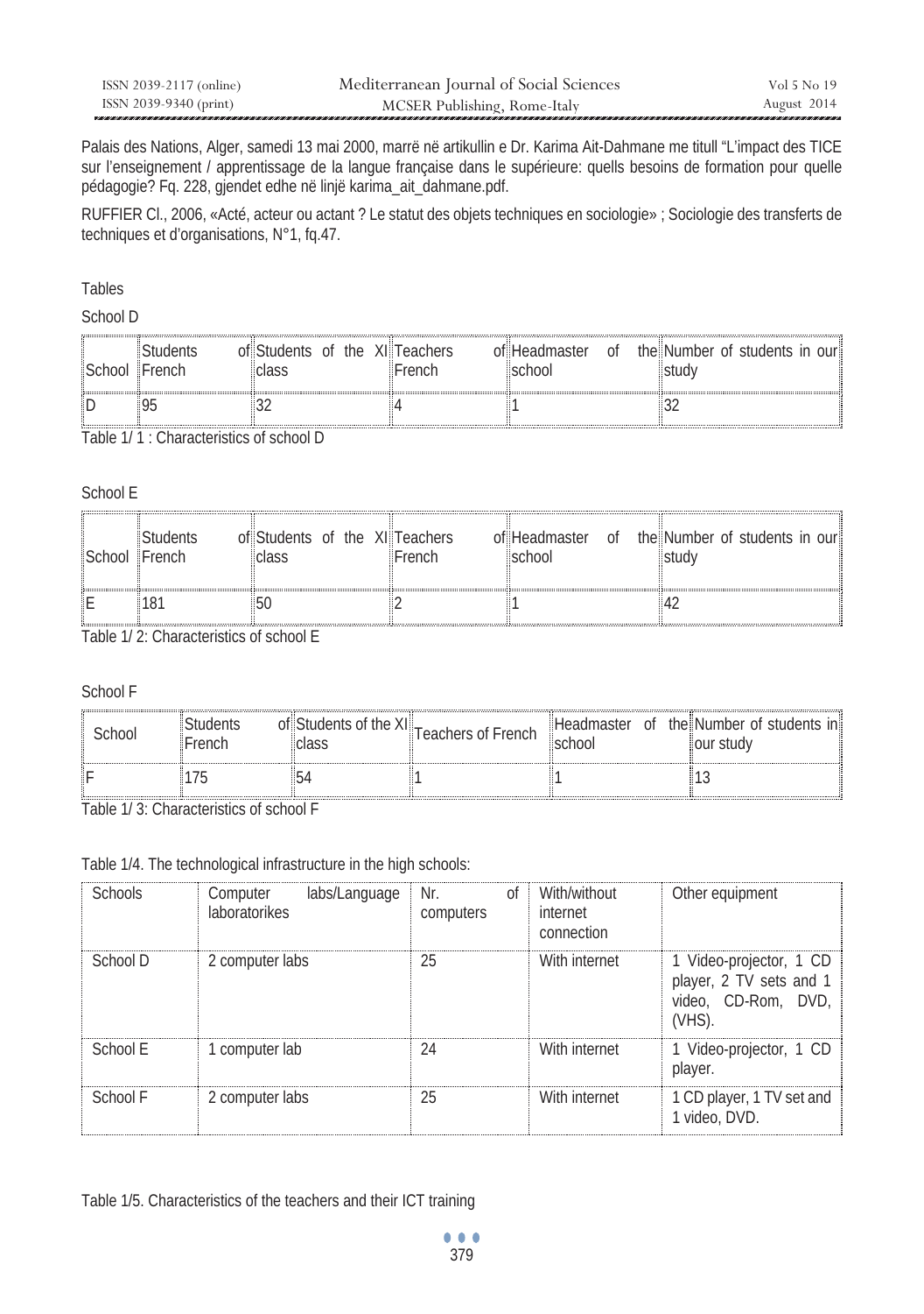Palais des Nations, Alger, samedi 13 mai 2000, marrë në artikullin e Dr. Karima Ait-Dahmane me titull "L'impact des TICE sur l'enseignement / apprentissage de la langue française dans le supérieure: quells besoins de formation pour quelle pédagogie? Fq. 228, gjendet edhe në linjë karima_ait_dahmane.pdf.

RUFFIER Cl., 2006, «Acté, acteur ou actant ? Le statut des objets techniques en sociologie» ; Sociologie des transferts de techniques et d'organisations, N°1, fq.47.

Tables

School D

| School | Students of French | Students of the XI class | Teachers of French | Headmaster of the school | Number of students in our study |
|---|---|---|---|---|---|
| D | 95 | 32 | 4 | 1 | 32 |

Table 1/ 1 : Characteristics of school D

School E

| School | Students of French | Students of the XI class | Teachers of French | Headmaster of the school | Number of students in our study |
|---|---|---|---|---|---|
| E | 181 | 50 | 2 | 1 | 42 |

Table 1/ 2: Characteristics of school E

School F

| School | Students of French | Students of the XI class | Teachers of French | Headmaster of the school | Number of students in our study |
|---|---|---|---|---|---|
| F | 175 | 54 | 1 | 1 | 13 |

Table 1/ 3: Characteristics of school F

Table 1/4. The technological infrastructure in the high schools:

| Schools | Computer labs/Language laboratorikes | Nr. of computers | With/without internet connection | Other equipment |
|---|---|---|---|---|
| School D | 2 computer labs | 25 | With internet | 1 Video-projector, 1 CD player, 2 TV sets and 1 video, CD-Rom, DVD, (VHS). |
| School E | 1 computer lab | 24 | With internet | 1 Video-projector, 1 CD player. |
| School F | 2 computer labs | 25 | With internet | 1 CD player, 1 TV set and 1 video, DVD. |

Table 1/5. Characteristics of the teachers and their ICT training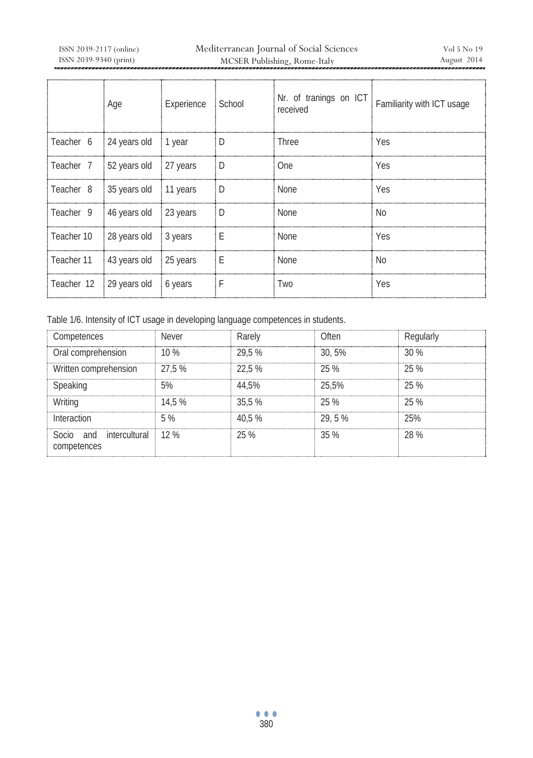| | Age | Experience | School | Nr. of tranings on ICT received | Familiarity with ICT usage |
|---|---|---|---|---|---|
| Teacher 6 | 24 years old | 1 year | D | Three | Yes |
| Teacher 7 | 52 years old | 27 years | D | One | Yes |
| Teacher 8 | 35 years old | 11 years | D | None | Yes |
| Teacher 9 | 46 years old | 23 years | D | None | No |
| Teacher 10 | 28 years old | 3 years | E | None | Yes |
| Teacher 11 | 43 years old | 25 years | E | None | No |
| Teacher 12 | 29 years old | 6 years | F | Two | Yes |

Table 1/6. Intensity of ICT usage in developing language competences in students.

| Competences | Never | Rarely | Often | Regularly |
|---|---|---|---|---|
| Oral comprehension | 10 % | 29,5 % | 30, 5% | 30 % |
| Written comprehension | 27,5 % | 22,5 % | 25 % | 25 % |
| Speaking | 5% | 44,5% | 25,5% | 25 % |
| Writing | 14,5 % | 35,5 % | 25 % | 25 % |
| Interaction | 5 % | 40,5 % | 29, 5 % | 25% |
| Socio and intercultural competences | 12 % | 25 % | 35 % | 28 % |